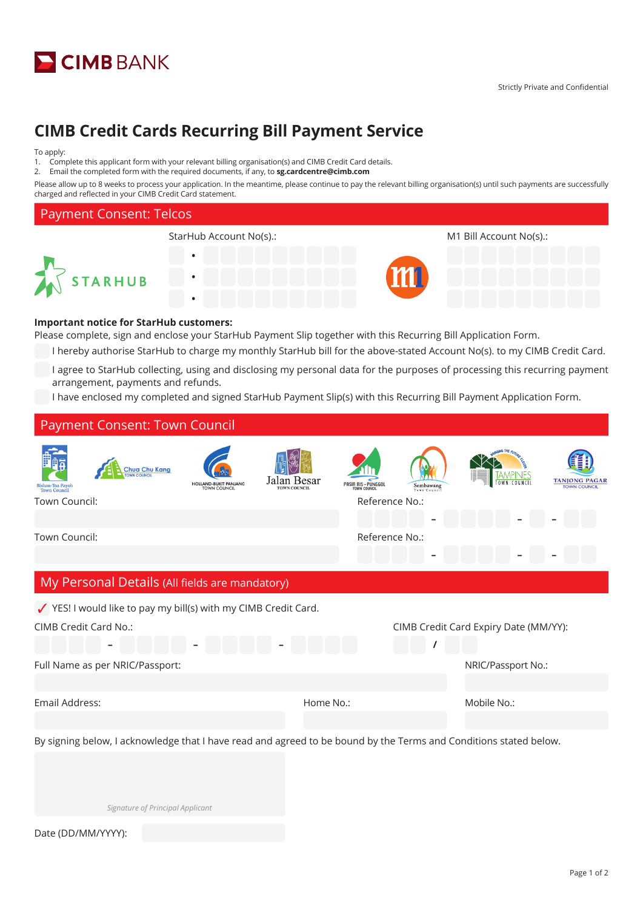# CIMB BANK

Strictly Private and Confidential

# CIMB Credit Cards Recurring Bill Payment Service

To apply:

1. Complete this applicant form with your relevant billing organisation(s) and CIMB Credit Card details.
2. Email the completed form with the required documents, if any, to **sg.cardcentre@cimb.com**

Please allow up to 8 weeks to process your application. In the meantime, please continue to pay the relevant billing organisation(s) until such payments are successfully charged and reflected in your CIMB Credit Card statement.

## Payment Consent: Telcos

STARHUB

StarHub Account No(s).:

M1 Bill Account No(s).:

**Important notice for StarHub customers:**

Please complete, sign and enclose your StarHub Payment Slip together with this Recurring Bill Application Form.

- I hereby authorise StarHub to charge my monthly StarHub bill for the above-stated Account No(s). to my CIMB Credit Card.
- I agree to StarHub collecting, using and disclosing my personal data for the purposes of processing this recurring payment arrangement, payments and refunds.
- I have enclosed my completed and signed StarHub Payment Slip(s) with this Recurring Bill Payment Application Form.

## Payment Consent: Town Council

Bishan-Toa Payoh Town Council | Chua Chu Kang Town Council | Holland-Bukit Panjang Town Council | Jalan Besar Town Council | Pasir Ris – Punggol Town Council | Sembawang Town Council | Tampines Town Council | Tanjong Pagar Town Council

Town Council:

Reference No.: - - -

Town Council:

Reference No.: - - -

## My Personal Details (All fields are mandatory)

✓ YES! I would like to pay my bill(s) with my CIMB Credit Card.

CIMB Credit Card No.: - - -

CIMB Credit Card Expiry Date (MM/YY): /

Full Name as per NRIC/Passport:

NRIC/Passport No.:

Email Address:

Home No.:

Mobile No.:

By signing below, I acknowledge that I have read and agreed to be bound by the Terms and Conditions stated below.

*Signature of Principal Applicant*

Date (DD/MM/YYYY):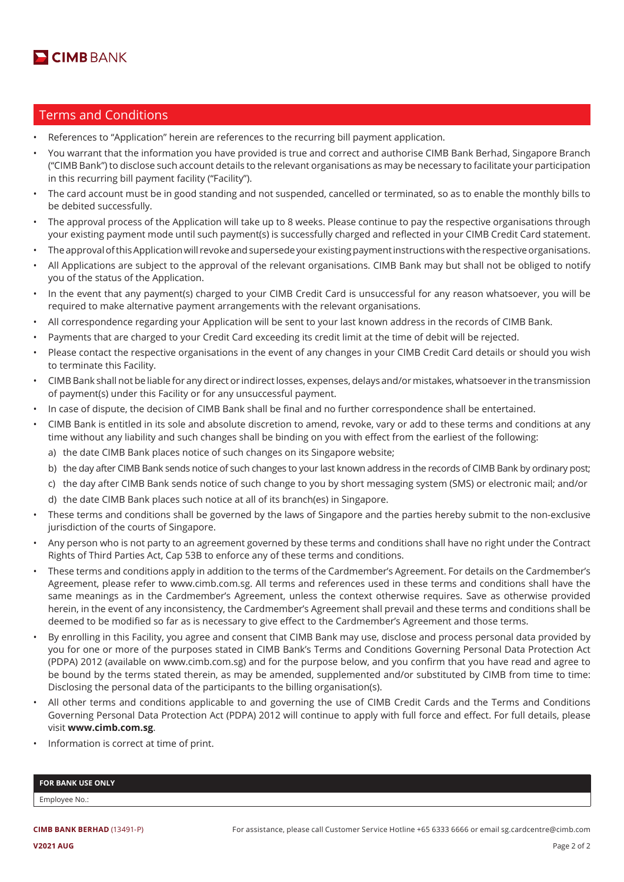CIMB BANK

## Terms and Conditions

- References to “Application” herein are references to the recurring bill payment application.
- You warrant that the information you have provided is true and correct and authorise CIMB Bank Berhad, Singapore Branch (“CIMB Bank”) to disclose such account details to the relevant organisations as may be necessary to facilitate your participation in this recurring bill payment facility (“Facility”).
- The card account must be in good standing and not suspended, cancelled or terminated, so as to enable the monthly bills to be debited successfully.
- The approval process of the Application will take up to 8 weeks. Please continue to pay the respective organisations through your existing payment mode until such payment(s) is successfully charged and reflected in your CIMB Credit Card statement.
- The approval of this Application will revoke and supersede your existing payment instructions with the respective organisations.
- All Applications are subject to the approval of the relevant organisations. CIMB Bank may but shall not be obliged to notify you of the status of the Application.
- In the event that any payment(s) charged to your CIMB Credit Card is unsuccessful for any reason whatsoever, you will be required to make alternative payment arrangements with the relevant organisations.
- All correspondence regarding your Application will be sent to your last known address in the records of CIMB Bank.
- Payments that are charged to your Credit Card exceeding its credit limit at the time of debit will be rejected.
- Please contact the respective organisations in the event of any changes in your CIMB Credit Card details or should you wish to terminate this Facility.
- CIMB Bank shall not be liable for any direct or indirect losses, expenses, delays and/or mistakes, whatsoever in the transmission of payment(s) under this Facility or for any unsuccessful payment.
- In case of dispute, the decision of CIMB Bank shall be final and no further correspondence shall be entertained.
- CIMB Bank is entitled in its sole and absolute discretion to amend, revoke, vary or add to these terms and conditions at any time without any liability and such changes shall be binding on you with effect from the earliest of the following:
  a) the date CIMB Bank places notice of such changes on its Singapore website;
  b) the day after CIMB Bank sends notice of such changes to your last known address in the records of CIMB Bank by ordinary post;
  c) the day after CIMB Bank sends notice of such change to you by short messaging system (SMS) or electronic mail; and/or
  d) the date CIMB Bank places such notice at all of its branch(es) in Singapore.
- These terms and conditions shall be governed by the laws of Singapore and the parties hereby submit to the non-exclusive jurisdiction of the courts of Singapore.
- Any person who is not party to an agreement governed by these terms and conditions shall have no right under the Contract Rights of Third Parties Act, Cap 53B to enforce any of these terms and conditions.
- These terms and conditions apply in addition to the terms of the Cardmember’s Agreement. For details on the Cardmember’s Agreement, please refer to www.cimb.com.sg. All terms and references used in these terms and conditions shall have the same meanings as in the Cardmember’s Agreement, unless the context otherwise requires. Save as otherwise provided herein, in the event of any inconsistency, the Cardmember’s Agreement shall prevail and these terms and conditions shall be deemed to be modified so far as is necessary to give effect to the Cardmember’s Agreement and those terms.
- By enrolling in this Facility, you agree and consent that CIMB Bank may use, disclose and process personal data provided by you for one or more of the purposes stated in CIMB Bank’s Terms and Conditions Governing Personal Data Protection Act (PDPA) 2012 (available on www.cimb.com.sg) and for the purpose below, and you confirm that you have read and agree to be bound by the terms stated therein, as may be amended, supplemented and/or substituted by CIMB from time to time: Disclosing the personal data of the participants to the billing organisation(s).
- All other terms and conditions applicable to and governing the use of CIMB Credit Cards and the Terms and Conditions Governing Personal Data Protection Act (PDPA) 2012 will continue to apply with full force and effect. For full details, please visit **www.cimb.com.sg**.
- Information is correct at time of print.

| FOR BANK USE ONLY |
| --- |
| Employee No.: |

**CIMB BANK BERHAD** (13491-P)

For assistance, please call Customer Service Hotline +65 6333 6666 or email sg.cardcentre@cimb.com

**V2021 AUG**